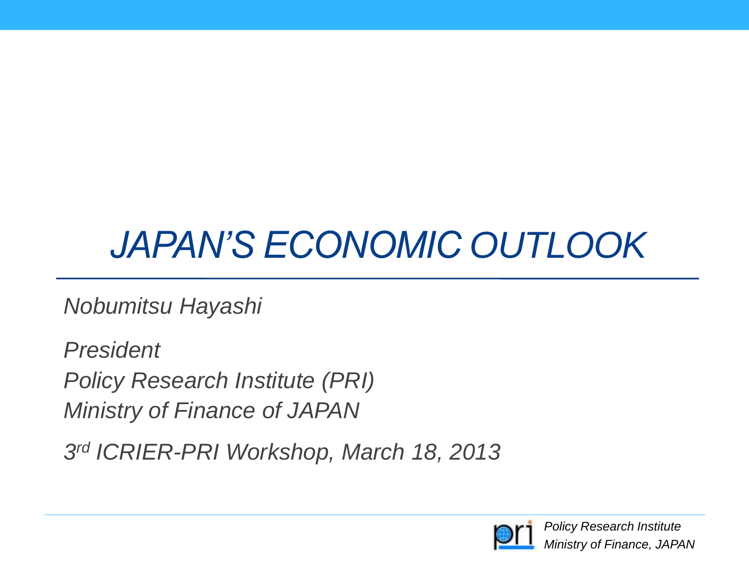# *JAPAN'S ECONOMIC OUTLOOK*

*Nobumitsu Hayashi*

*President*
*Policy Research Institute (PRI)*
*Ministry of Finance of JAPAN*

*3rd ICRIER-PRI Workshop, March 18, 2013*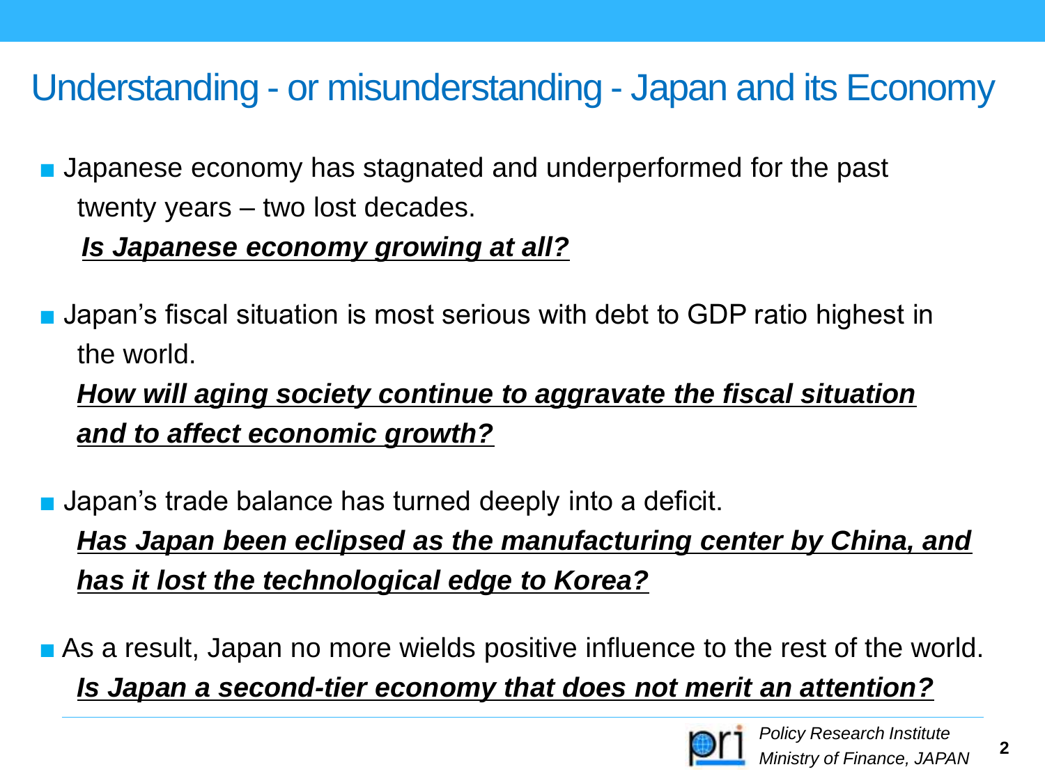# Understanding - or misunderstanding - Japan and its Economy

- Japanese economy has stagnated and underperformed for the past twenty years – two lost decades.

  ***Is Japanese economy growing at all?***

- Japan's fiscal situation is most serious with debt to GDP ratio highest in the world.

  ***How will aging society continue to aggravate the fiscal situation and to affect economic growth?***

- Japan's trade balance has turned deeply into a deficit.

  ***Has Japan been eclipsed as the manufacturing center by China, and has it lost the technological edge to Korea?***

- As a result, Japan no more wields positive influence to the rest of the world.

  ***Is Japan a second-tier economy that does not merit an attention?***

*Policy Research Institute*
*Ministry of Finance, JAPAN*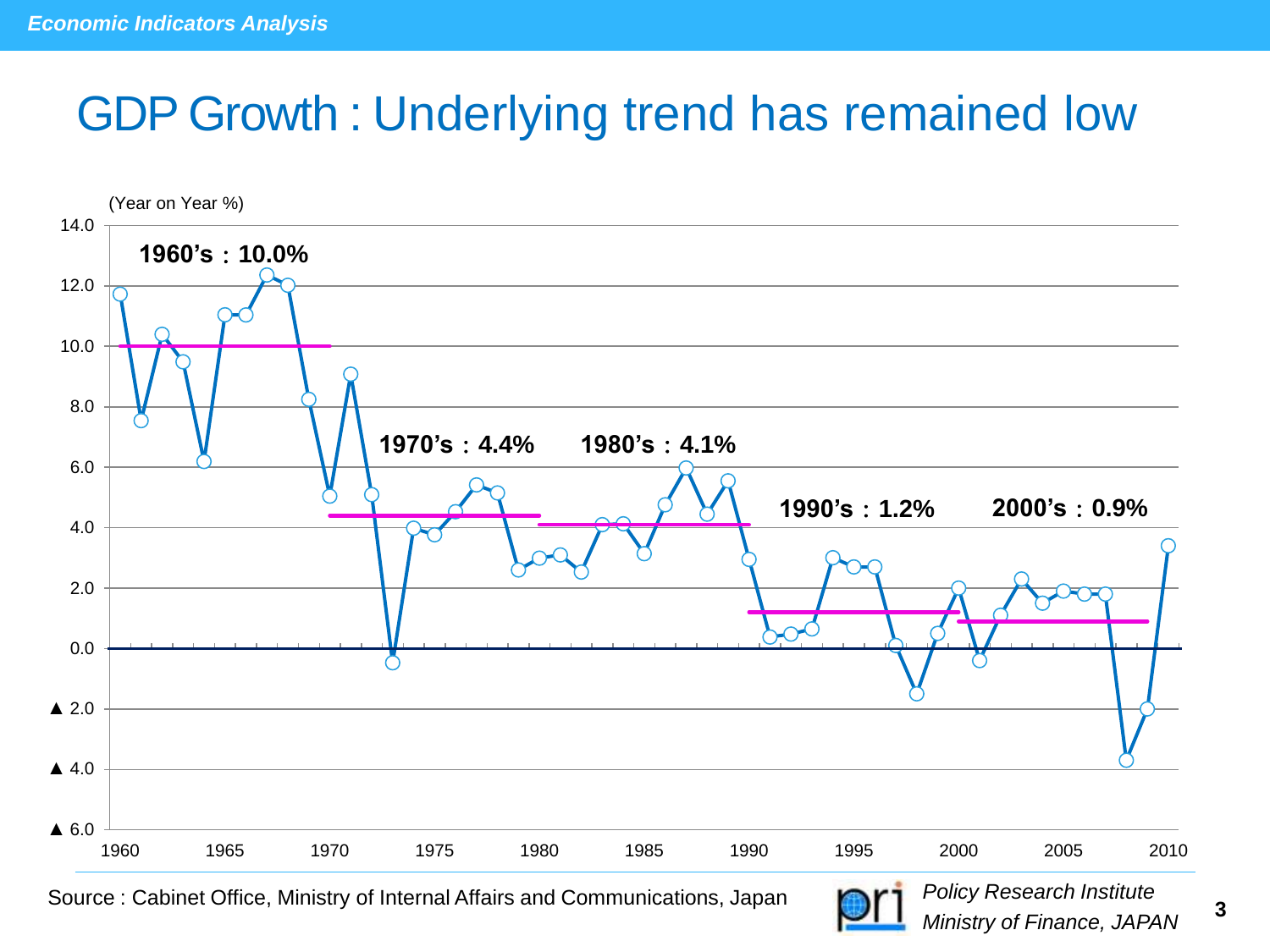# GDP Growth : Underlying trend has remained low

(Year on Year %)

- 1960's : 10.0%
- 1970's : 4.4%
- 1980's : 4.1%
- 1990's : 1.2%
- 2000's : 0.9%

Source : Cabinet Office, Ministry of Internal Affairs and Communications, Japan

*Policy Research Institute*
*Ministry of Finance, JAPAN*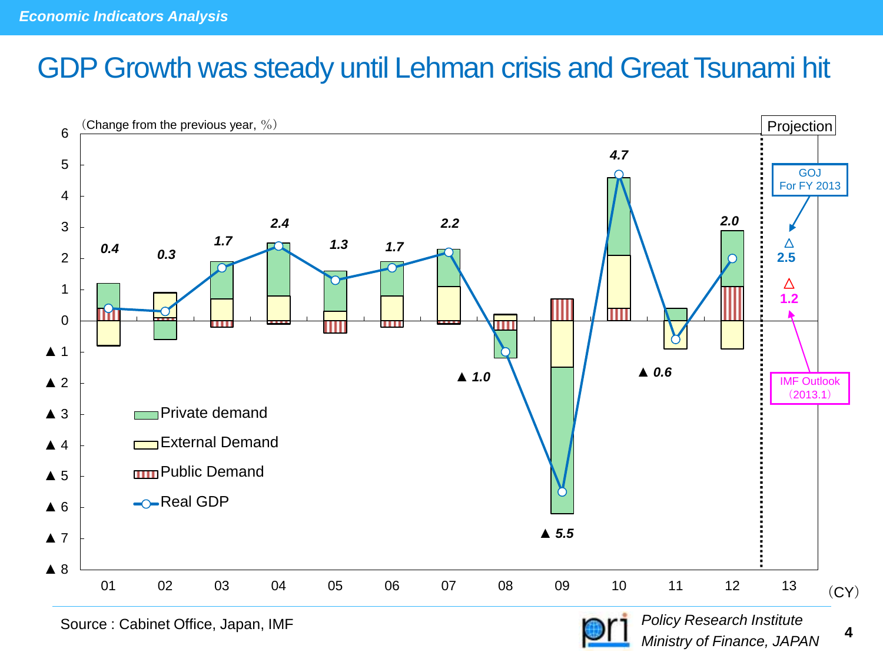*Economic Indicators Analysis*

# GDP Growth was steady until Lehman crisis and Great Tsunami hit

（Change from the previous year, %）

| CY | 01 | 02 | 03 | 04 | 05 | 06 | 07 | 08 | 09 | 10 | 11 | 12 | 13 (Projection) |
|---|---|---|---|---|---|---|---|---|---|---|---|---|---|
| Real GDP | 0.4 | 0.3 | 1.7 | 2.4 | 1.3 | 1.7 | 2.2 | ▲ 1.0 | ▲ 5.5 | 4.7 | ▲ 0.6 | 2.0 | GOJ For FY 2013: △ 2.5; IMF Outlook (2013.1): △ 1.2 |

Legend: Private demand; External Demand; Public Demand; Real GDP

Source : Cabinet Office, Japan, IMF

*Policy Research Institute*
*Ministry of Finance, JAPAN*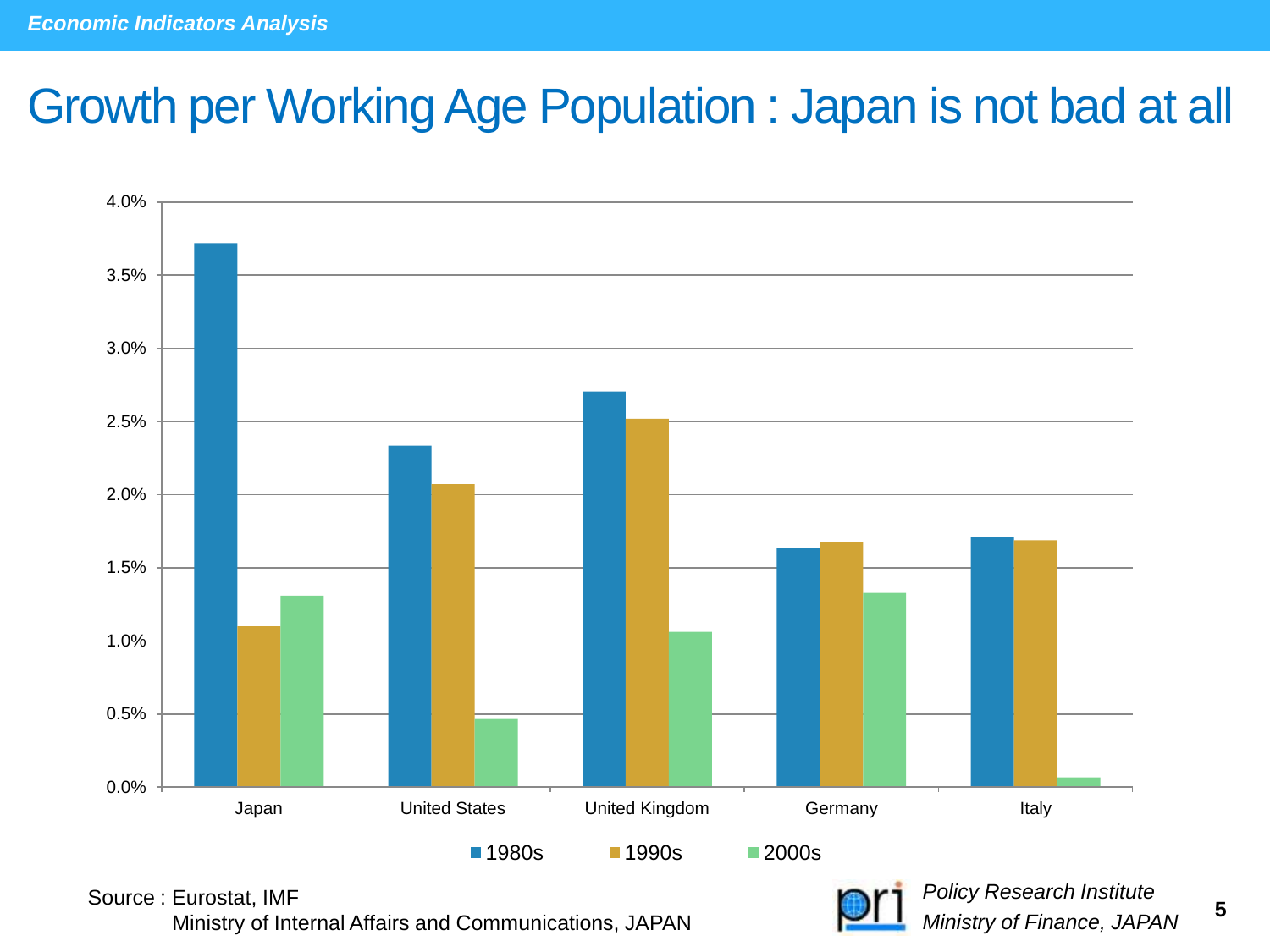# Growth per Working Age Population : Japan is not bad at all

4.0%
3.5%
3.0%
2.5%
2.0%
1.5%
1.0%
0.5%
0.0%

Japan United States United Kingdom Germany Italy

■1980s ■1990s ■2000s

Source : Eurostat, IMF
Ministry of Internal Affairs and Communications, JAPAN

*Policy Research Institute*
*Ministry of Finance, JAPAN*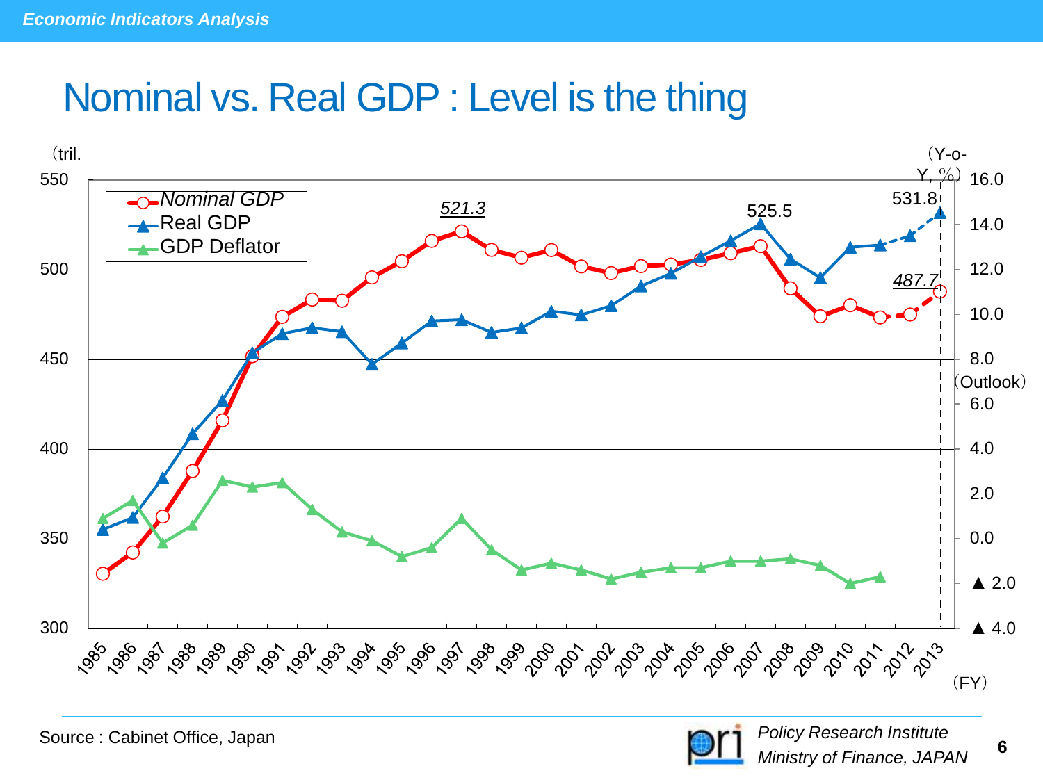# Nominal vs. Real GDP : Level is the thing

(tril.)

(Y-o-Y, %)

- Nominal GDP
- Real GDP
- GDP Deflator

521.3

525.5

531.8

487.7

(Outlook)

(FY)

Source : Cabinet Office, Japan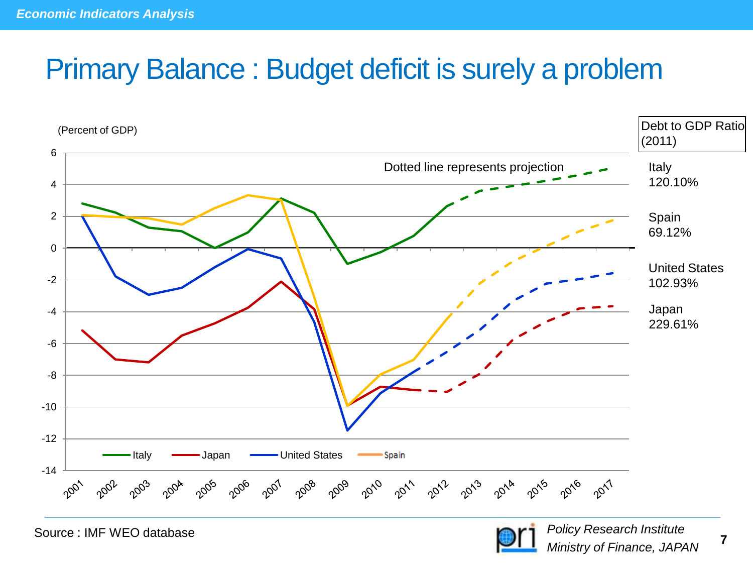# Primary Balance : Budget deficit is surely a problem

(Percent of GDP)

Dotted line represents projection

Legend: Italy, Japan, United States, Spain

| Debt to GDP Ratio (2011) | |
|---|---|
| Italy | 120.10% |
| Spain | 69.12% |
| United States | 102.93% |
| Japan | 229.61% |

Source : IMF WEO database

*Policy Research Institute*
*Ministry of Finance, JAPAN*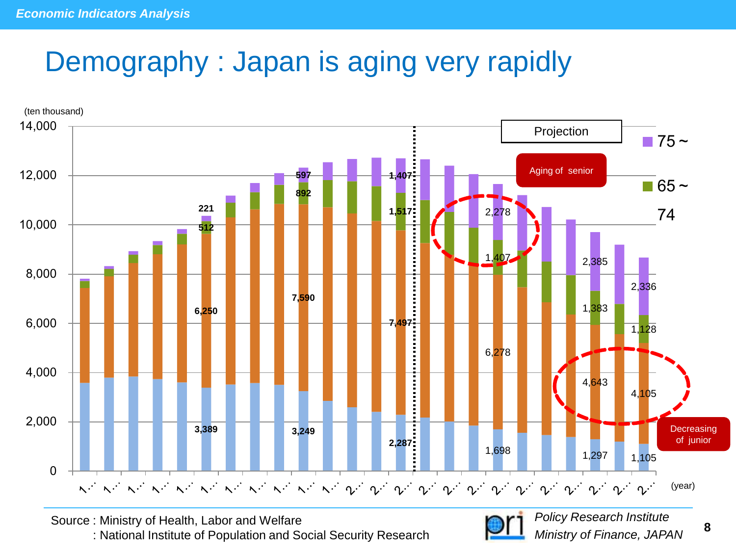# Demography : Japan is aging very rapidly

(ten thousand)

Projection

75～

65～74

Aging of senior

Decreasing of junior

| | 3,389 | 6,250 | 512 | 221 |
|---|---|---|---|---|
| | 3,249 | 7,590 | 892 | 597 |
| | 2,287 | 7,497 | 1,517 | 1,407 |
| | 1,698 | 6,278 | 1,407 | 2,278 |
| | 1,297 | 4,643 | 1,383 | 2,385 |
| | 1,105 | 4,105 | 1,128 | 2,336 |

(year)

Source : Ministry of Health, Labor and Welfare
: National Institute of Population and Social Security Research

*Policy Research Institute*
*Ministry of Finance, JAPAN*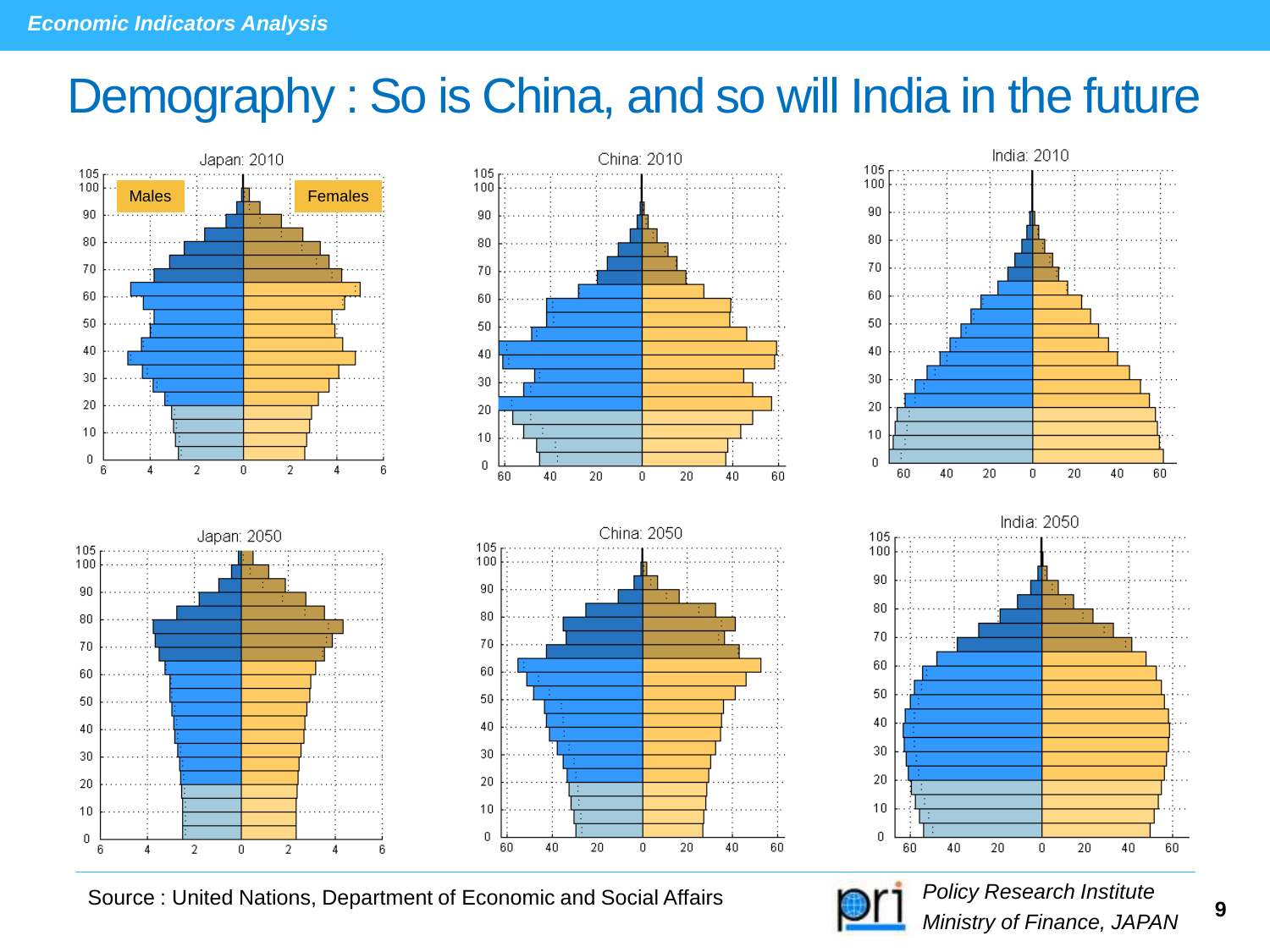# Demography : So is China, and so will India in the future

Japan: 2010 — Males / Females

China: 2010

India: 2010

Japan: 2050

China: 2050

India: 2050

Source : United Nations, Department of Economic and Social Affairs

*Policy Research Institute*
*Ministry of Finance, JAPAN*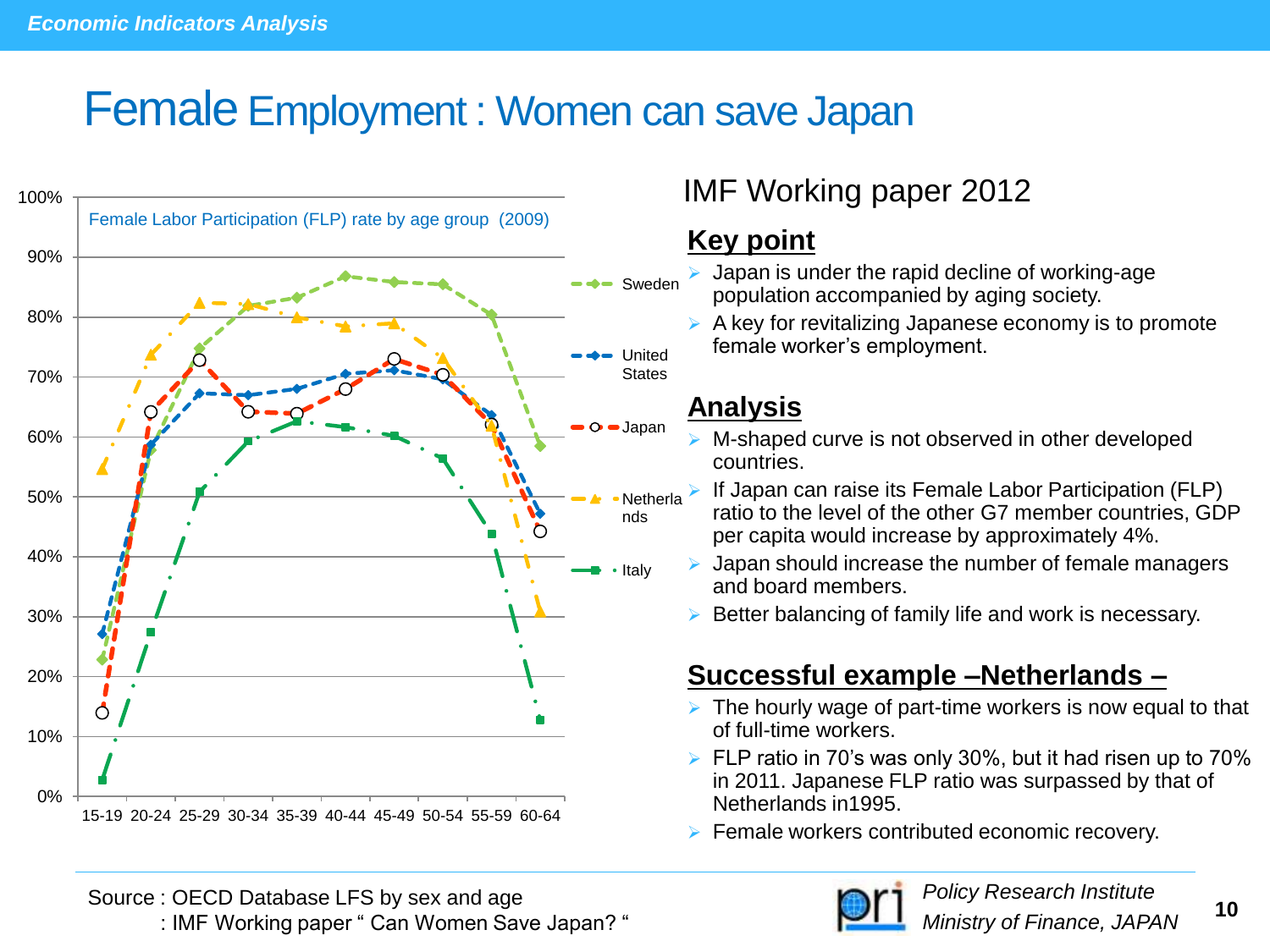# Female Employment : Women can save Japan

Female Labor Participation (FLP) rate by age group (2009)

| Age group | Sweden | United States | Japan | Netherlands | Italy |
|---|---|---|---|---|---|
| 15-19 | 23% | 27% | 14% | 55% | 3% |
| 20-24 | 58% | 59% | 64% | 74% | 27% |
| 25-29 | 75% | 67% | 73% | 83% | 51% |
| 30-34 | 82% | 67% | 64% | 82% | 59% |
| 35-39 | 83% | 68% | 64% | 80% | 63% |
| 40-44 | 87% | 70% | 68% | 78% | 62% |
| 45-49 | 86% | 71% | 73% | 79% | 60% |
| 50-54 | 85% | 70% | 70% | 73% | 56% |
| 55-59 | 80% | 64% | 62% | 62% | 44% |
| 60-64 | 59% | 47% | 44% | 31% | 13% |

## IMF Working paper 2012

### Key point

- Japan is under the rapid decline of working-age population accompanied by aging society.
- A key for revitalizing Japanese economy is to promote female worker's employment.

### Analysis

- M-shaped curve is not observed in other developed countries.
- If Japan can raise its Female Labor Participation (FLP) ratio to the level of the other G7 member countries, GDP per capita would increase by approximately 4%.
- Japan should increase the number of female managers and board members.
- Better balancing of family life and work is necessary.

### Successful example –Netherlands –

- The hourly wage of part-time workers is now equal to that of full-time workers.
- FLP ratio in 70's was only 30%, but it had risen up to 70% in 2011. Japanese FLP ratio was surpassed by that of Netherlands in1995.
- Female workers contributed economic recovery.

Source : OECD Database LFS by sex and age
: IMF Working paper " Can Women Save Japan? "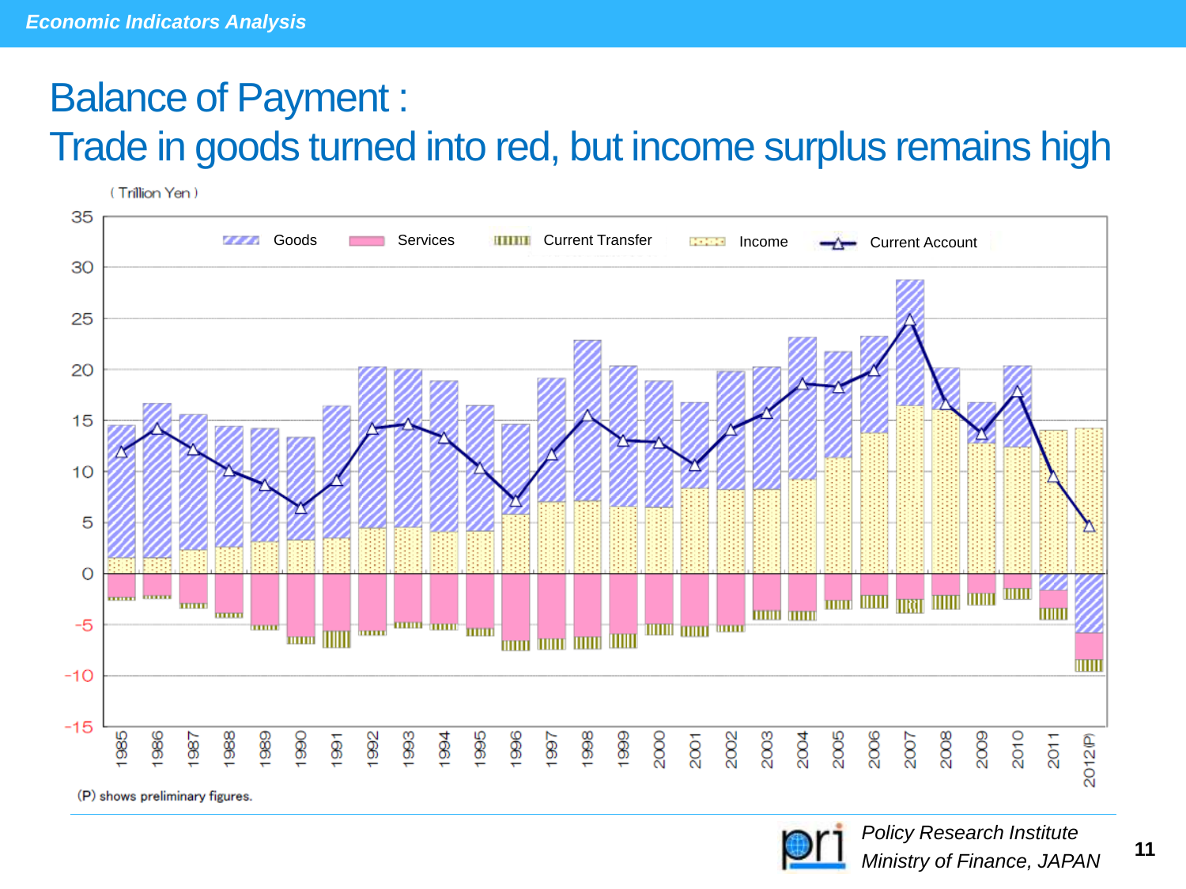# Balance of Payment : Trade in goods turned into red, but income surplus remains high

( Trillion Yen )

Goods | Services | Current Transfer | Income | Current Account

1985 1986 1987 1988 1989 1990 1991 1992 1993 1994 1995 1996 1997 1998 1999 2000 2001 2002 2003 2004 2005 2006 2007 2008 2009 2010 2011 2012(P)

(P) shows preliminary figures.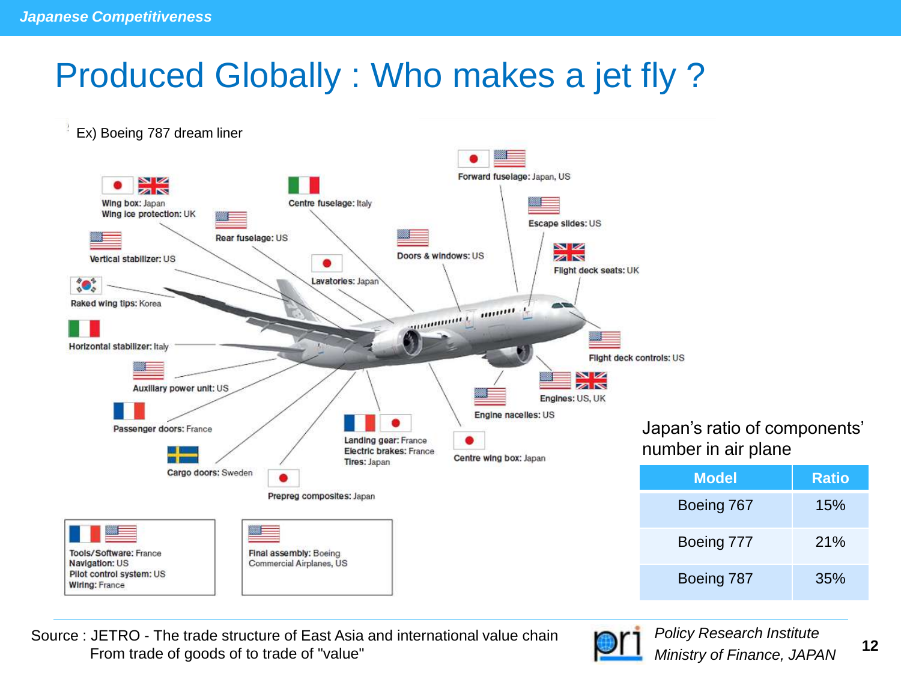# Produced Globally : Who makes a jet fly ?

Ex) Boeing 787 dream liner

- Wing box: Japan
- Wing ice protection: UK
- Centre fuselage: Italy
- Forward fuselage: Japan, US
- Rear fuselage: US
- Escape slides: US
- Vertical stabilizer: US
- Doors & windows: US
- Lavatories: Japan
- Flight deck seats: UK
- Raked wing tips: Korea
- Horizontal stabilizer: Italy
- Flight deck controls: US
- Auxiliary power unit: US
- Engines: US, UK
- Engine nacelles: US
- Passenger doors: France
- Landing gear: France
- Electric brakes: France
- Tires: Japan
- Centre wing box: Japan
- Cargo doors: Sweden
- Prepreg composites: Japan
- Tools/Software: France
- Navigation: US
- Pilot control system: US
- Wiring: France
- Final assembly: Boeing Commercial Airplanes, US

Japan's ratio of components' number in air plane

| Model | Ratio |
|---|---|
| Boeing 767 | 15% |
| Boeing 777 | 21% |
| Boeing 787 | 35% |

Source : JETRO - The trade structure of East Asia and international value chain From trade of goods of to trade of "value"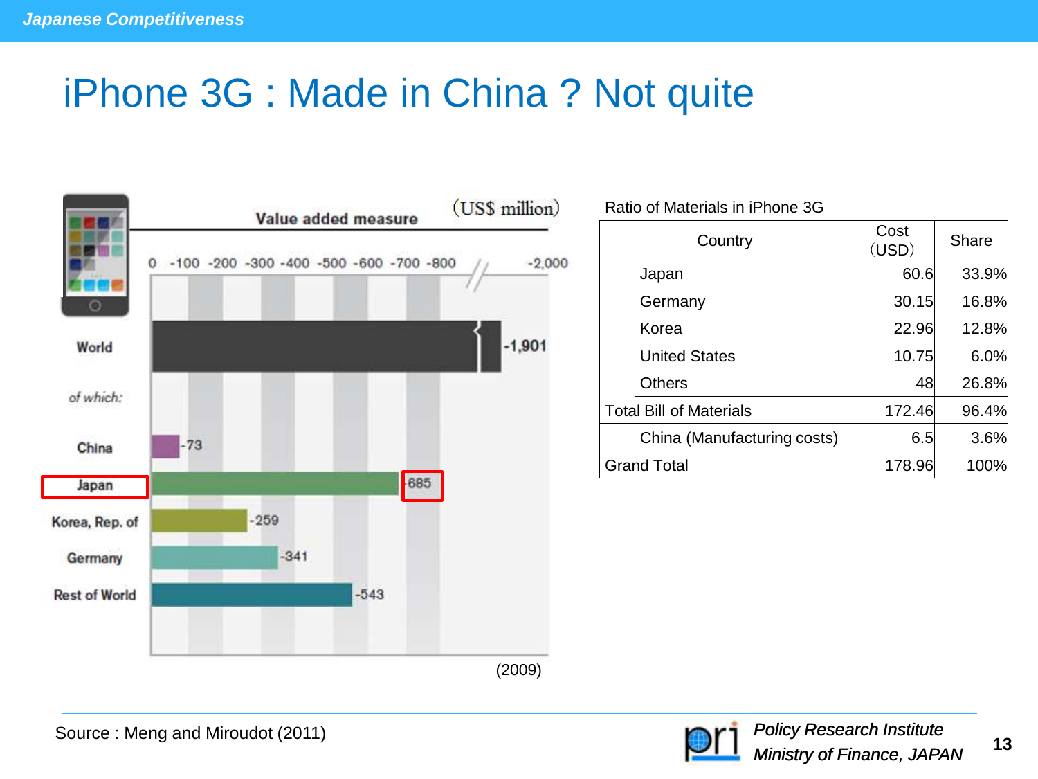# iPhone 3G : Made in China ? Not quite

Value added measure (US$ million)

| | Value |
|---|---|
| World | -1,901 |
| *of which:* | |
| China | -73 |
| Japan | -685 |
| Korea, Rep. of | -259 |
| Germany | -341 |
| Rest of World | -543 |

(2009)

Ratio of Materials in iPhone 3G

| Country | | Cost (USD) | Share |
|---|---|---|---|
| | Japan | 60.6 | 33.9% |
| | Germany | 30.15 | 16.8% |
| | Korea | 22.96 | 12.8% |
| | United States | 10.75 | 6.0% |
| | Others | 48 | 26.8% |
| Total Bill of Materials | | 172.46 | 96.4% |
| | China (Manufacturing costs) | 6.5 | 3.6% |
| Grand Total | | 178.96 | 100% |

Source : Meng and Miroudot (2011)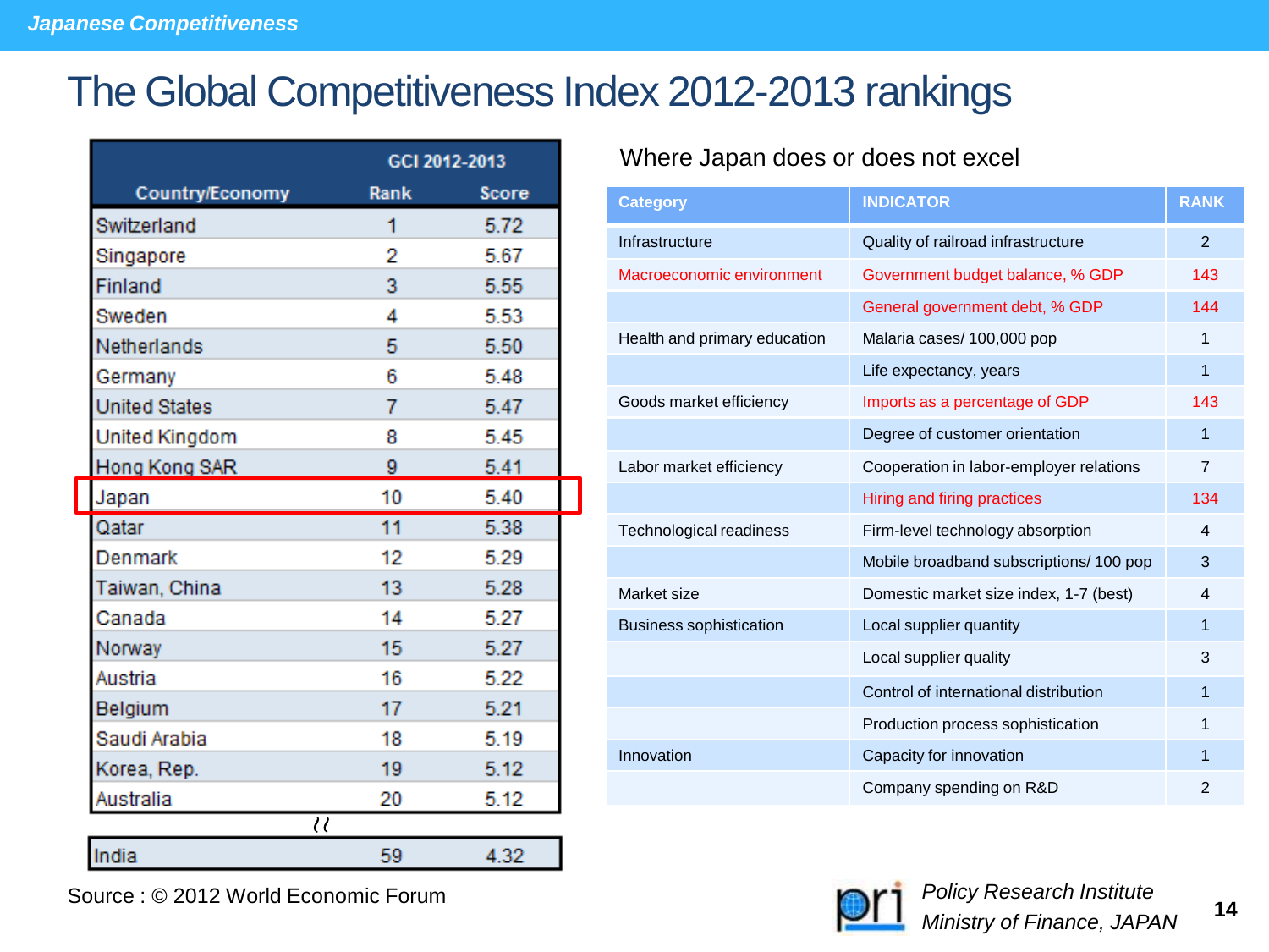# The Global Competitiveness Index 2012-2013 rankings

| Country/Economy | GCI 2012-2013 Rank | GCI 2012-2013 Score |
|---|---|---|
| Switzerland | 1 | 5.72 |
| Singapore | 2 | 5.67 |
| Finland | 3 | 5.55 |
| Sweden | 4 | 5.53 |
| Netherlands | 5 | 5.50 |
| Germany | 6 | 5.48 |
| United States | 7 | 5.47 |
| United Kingdom | 8 | 5.45 |
| Hong Kong SAR | 9 | 5.41 |
| Japan | 10 | 5.40 |
| Qatar | 11 | 5.38 |
| Denmark | 12 | 5.29 |
| Taiwan, China | 13 | 5.28 |
| Canada | 14 | 5.27 |
| Norway | 15 | 5.27 |
| Austria | 16 | 5.22 |
| Belgium | 17 | 5.21 |
| Saudi Arabia | 18 | 5.19 |
| Korea, Rep. | 19 | 5.12 |
| Australia | 20 | 5.12 |
| ... | | |
| India | 59 | 4.32 |

## Where Japan does or does not excel

| Category | INDICATOR | RANK |
|---|---|---|
| Infrastructure | Quality of railroad infrastructure | 2 |
| Macroeconomic environment | Government budget balance, % GDP | 143 |
| | General government debt, % GDP | 144 |
| Health and primary education | Malaria cases/ 100,000 pop | 1 |
| | Life expectancy, years | 1 |
| Goods market efficiency | Imports as a percentage of GDP | 143 |
| | Degree of customer orientation | 1 |
| Labor market efficiency | Cooperation in labor-employer relations | 7 |
| | Hiring and firing practices | 134 |
| Technological readiness | Firm-level technology absorption | 4 |
| | Mobile broadband subscriptions/ 100 pop | 3 |
| Market size | Domestic market size index, 1-7 (best) | 4 |
| Business sophistication | Local supplier quantity | 1 |
| | Local supplier quality | 3 |
| | Control of international distribution | 1 |
| | Production process sophistication | 1 |
| Innovation | Capacity for innovation | 1 |
| | Company spending on R&D | 2 |

Source : © 2012 World Economic Forum

*Policy Research Institute*
*Ministry of Finance, JAPAN*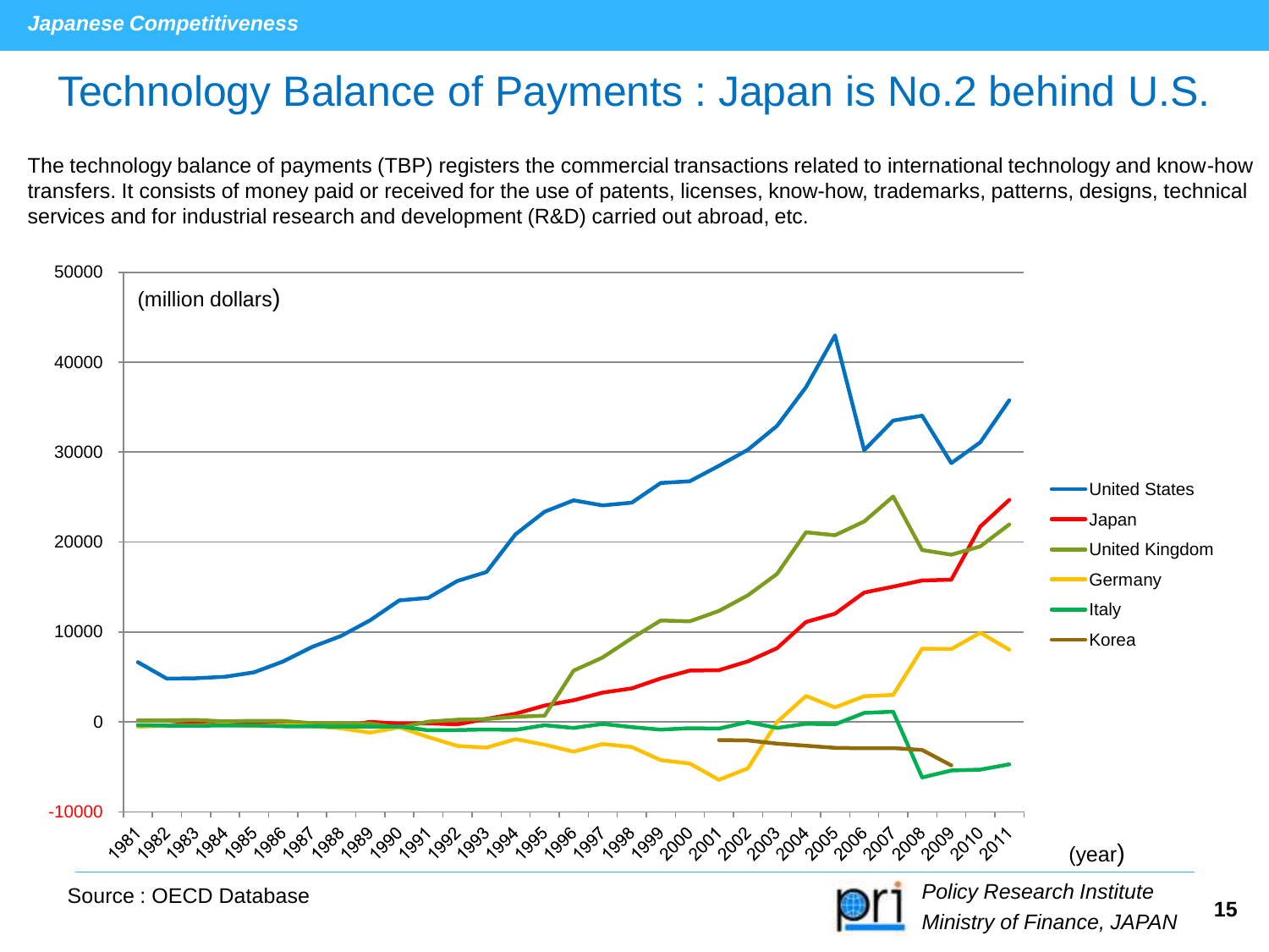# Technology Balance of Payments : Japan is No.2 behind U.S.

The technology balance of payments (TBP) registers the commercial transactions related to international technology and know-how transfers. It consists of money paid or received for the use of patents, licenses, know-how, trademarks, patterns, designs, technical services and for industrial research and development (R&D) carried out abroad, etc.

Source : OECD Database

*Policy Research Institute*
*Ministry of Finance, JAPAN*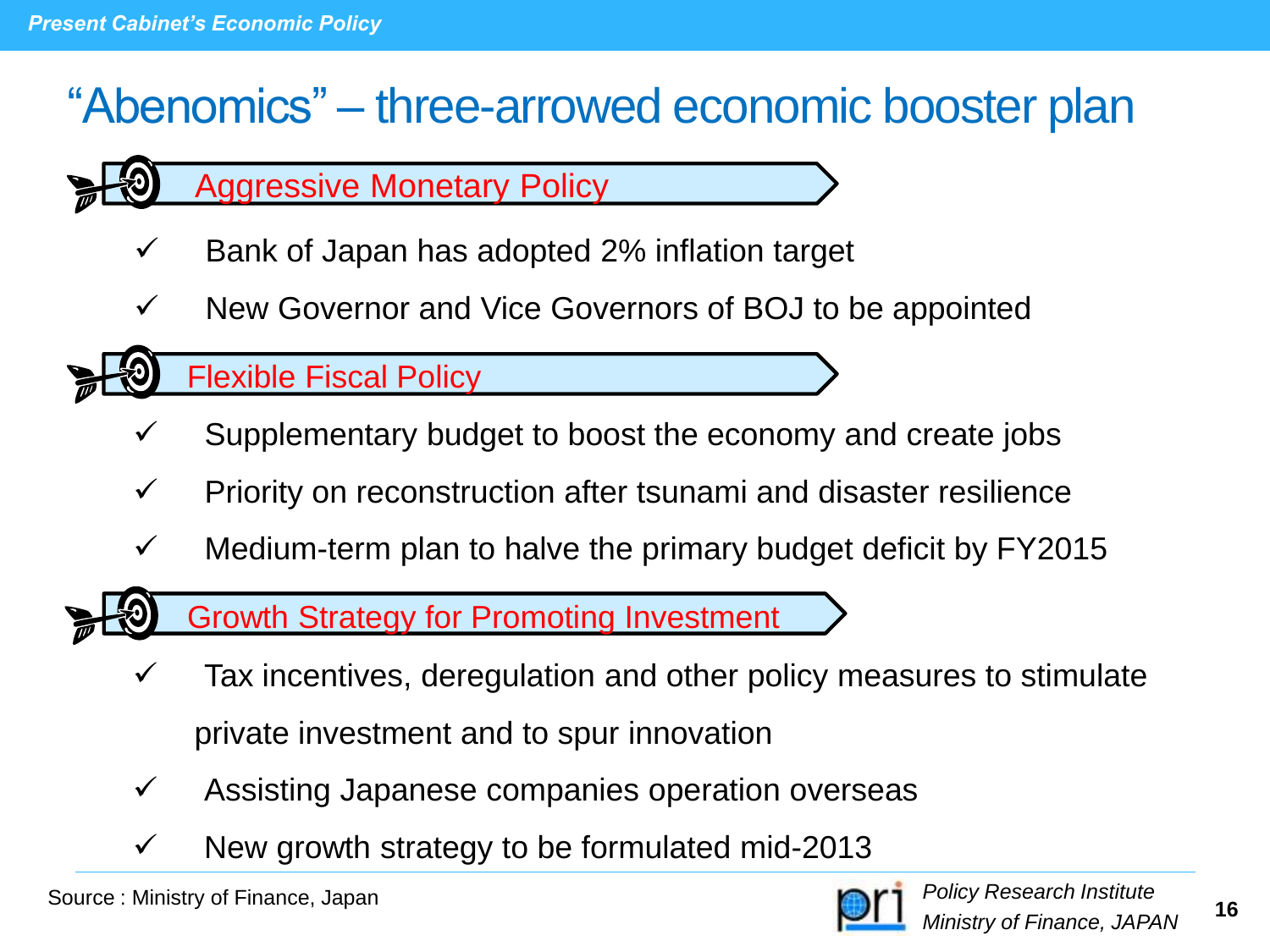Present Cabinet's Economic Policy

# "Abenomics" – three-arrowed economic booster plan

## Aggressive Monetary Policy

- ✓ Bank of Japan has adopted 2% inflation target
- ✓ New Governor and Vice Governors of BOJ to be appointed

## Flexible Fiscal Policy

- ✓ Supplementary budget to boost the economy and create jobs
- ✓ Priority on reconstruction after tsunami and disaster resilience
- ✓ Medium-term plan to halve the primary budget deficit by FY2015

## Growth Strategy for Promoting Investment

- ✓ Tax incentives, deregulation and other policy measures to stimulate private investment and to spur innovation
- ✓ Assisting Japanese companies operation overseas
- ✓ New growth strategy to be formulated mid-2013

Source : Ministry of Finance, Japan

*Policy Research Institute*
*Ministry of Finance, JAPAN*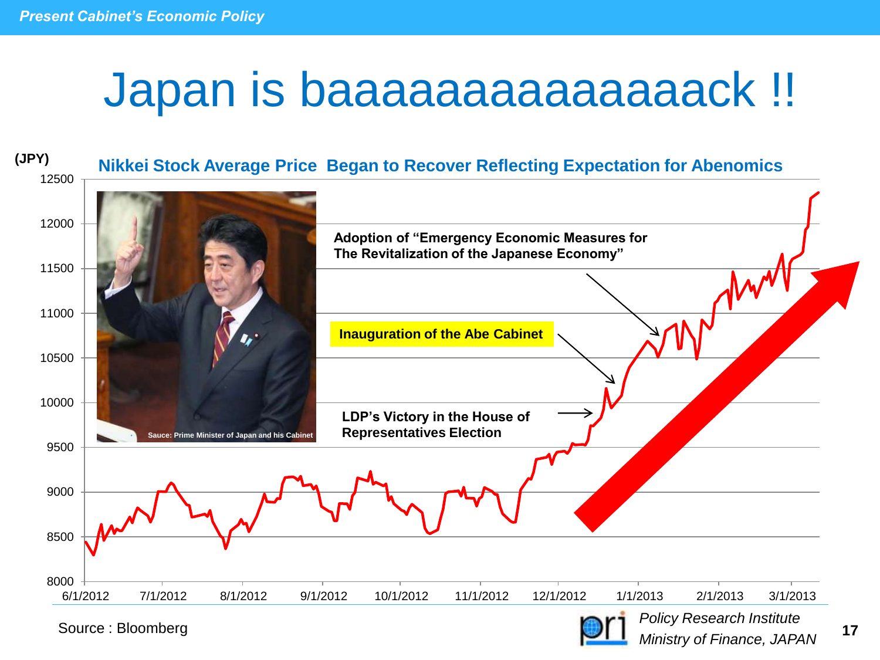# Japan is baaaaaaaaaaaaaack !!

**Nikkei Stock Average Price Began to Recover Reflecting Expectation for Abenomics**

(JPY)

- Adoption of "Emergency Economic Measures for The Revitalization of the Japanese Economy"
- Inauguration of the Abe Cabinet
- LDP's Victory in the House of Representatives Election

Sauce: Prime Minister of Japan and his Cabinet

Source : Bloomberg

*Policy Research Institute*
*Ministry of Finance, JAPAN*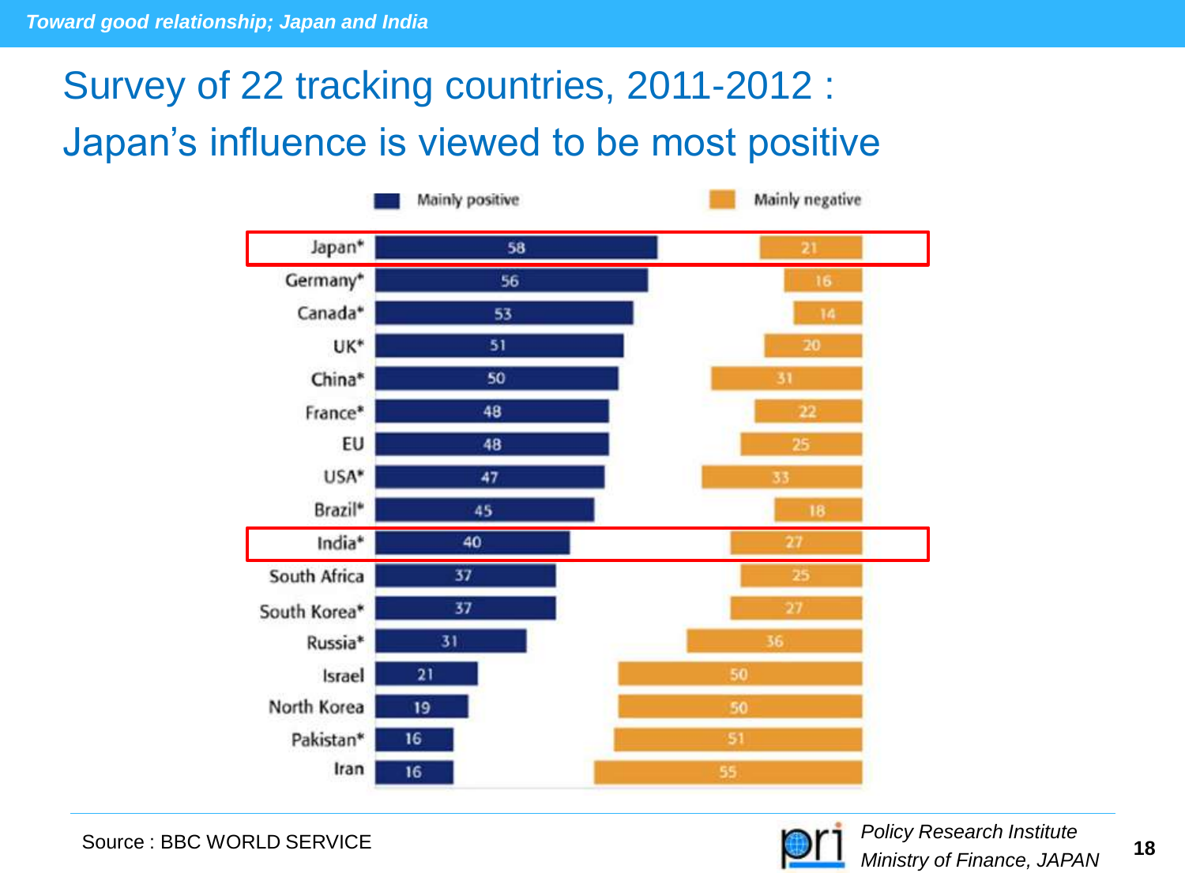# Survey of 22 tracking countries, 2011-2012 : Japan's influence is viewed to be most positive

| Country | Mainly positive | Mainly negative |
| --- | --- | --- |
| Japan* | 58 | 21 |
| Germany* | 56 | 16 |
| Canada* | 53 | 14 |
| UK* | 51 | 20 |
| China* | 50 | 31 |
| France* | 48 | 22 |
| EU | 48 | 25 |
| USA* | 47 | 33 |
| Brazil* | 45 | 18 |
| India* | 40 | 27 |
| South Africa | 37 | 25 |
| South Korea* | 37 | 27 |
| Russia* | 31 | 36 |
| Israel | 21 | 50 |
| North Korea | 19 | 50 |
| Pakistan* | 16 | 51 |
| Iran | 16 | 55 |

Source : BBC WORLD SERVICE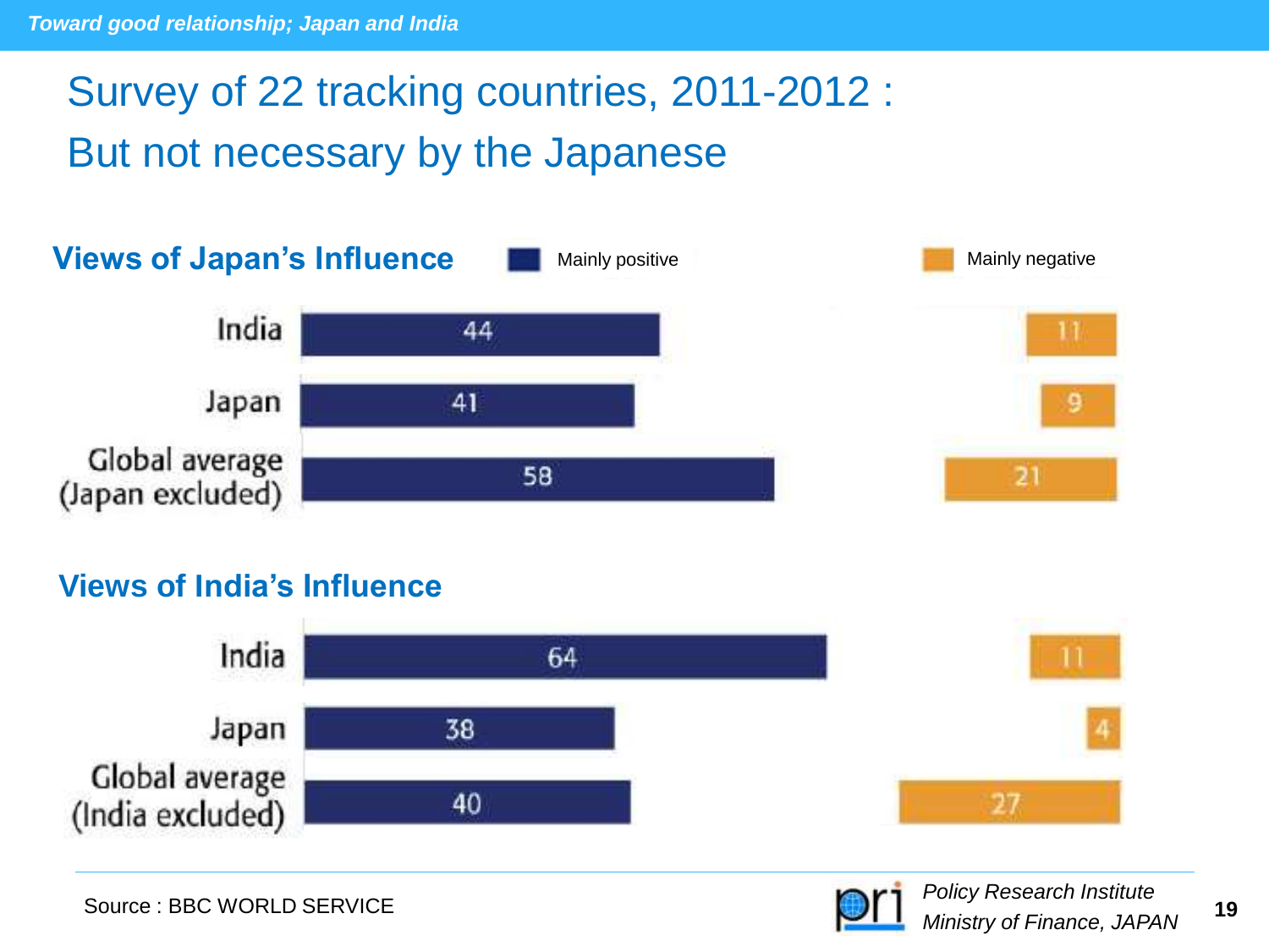# Survey of 22 tracking countries, 2011-2012 : But not necessary by the Japanese

## Views of Japan's Influence

Mainly positive
Mainly negative

India 44 11
Japan 41 9
Global average (Japan excluded) 58 21

## Views of India's Influence

India 64 11
Japan 38 4
Global average (India excluded) 40 27

Source : BBC WORLD SERVICE

*Policy Research Institute*
*Ministry of Finance, JAPAN*